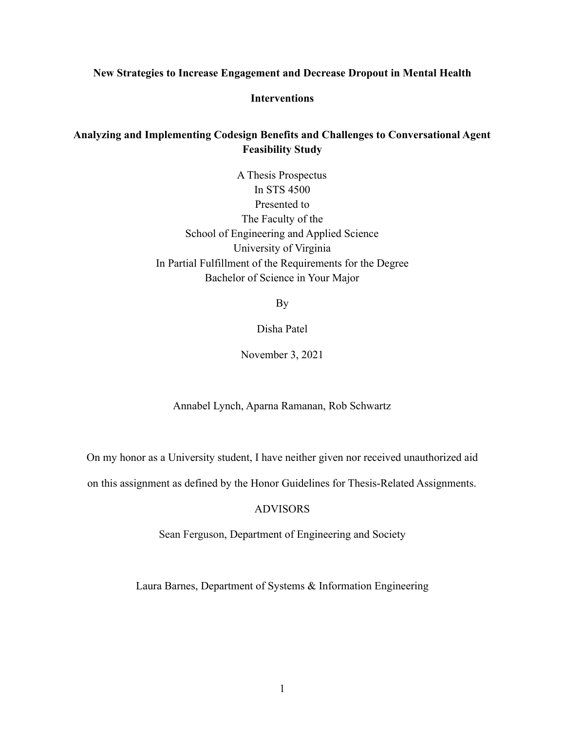**New Strategies to Increase Engagement and Decrease Dropout in Mental Health Interventions**

**Analyzing and Implementing Codesign Benefits and Challenges to Conversational Agent Feasibility Study**

A Thesis Prospectus
In STS 4500
Presented to
The Faculty of the
School of Engineering and Applied Science
University of Virginia
In Partial Fulfillment of the Requirements for the Degree
Bachelor of Science in Your Major

By

Disha Patel

November 3, 2021

Annabel Lynch, Aparna Ramanan, Rob Schwartz

On my honor as a University student, I have neither given nor received unauthorized aid on this assignment as defined by the Honor Guidelines for Thesis-Related Assignments.

ADVISORS

Sean Ferguson, Department of Engineering and Society

Laura Barnes, Department of Systems & Information Engineering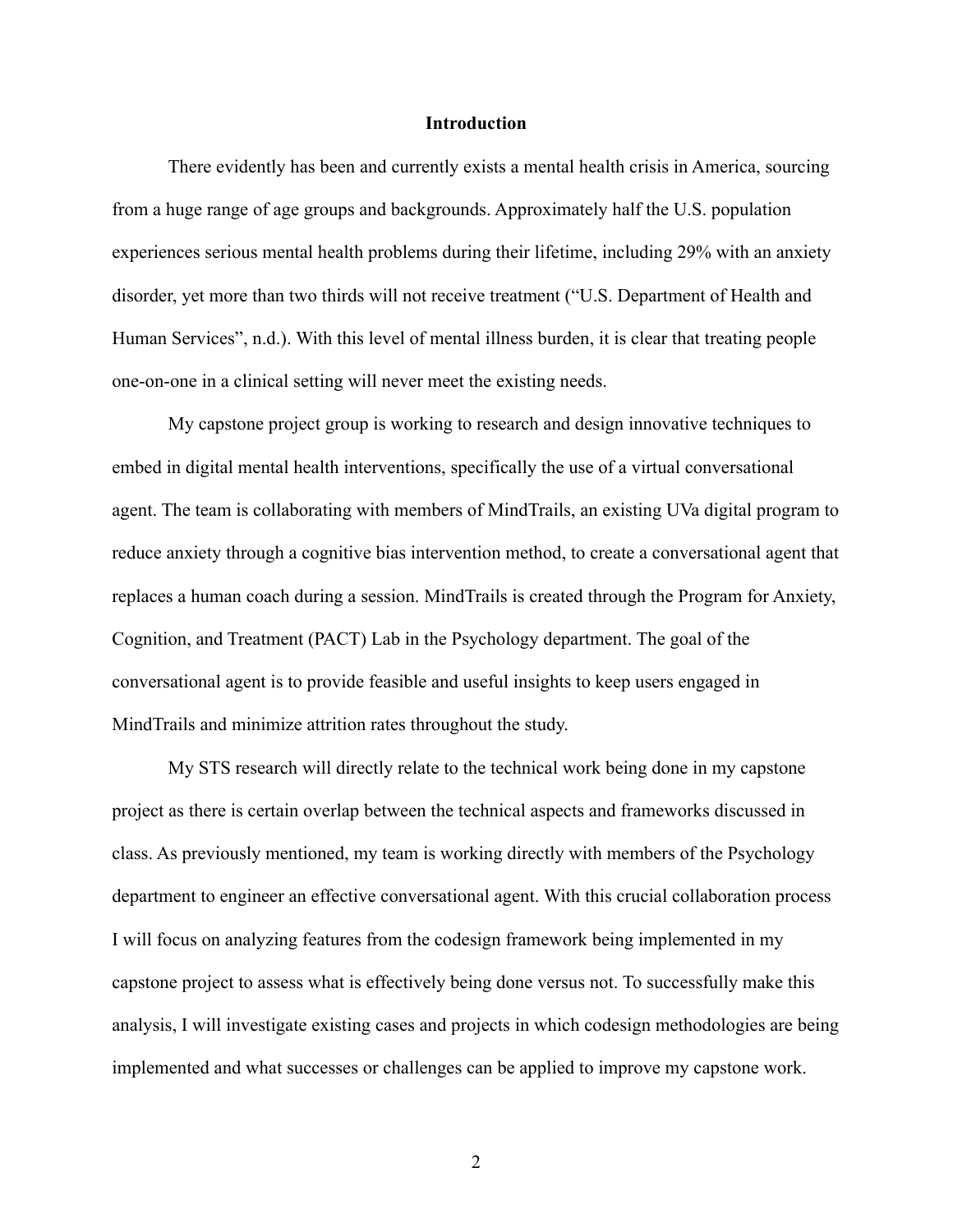# Introduction

There evidently has been and currently exists a mental health crisis in America, sourcing from a huge range of age groups and backgrounds. Approximately half the U.S. population experiences serious mental health problems during their lifetime, including 29% with an anxiety disorder, yet more than two thirds will not receive treatment ("U.S. Department of Health and Human Services", n.d.). With this level of mental illness burden, it is clear that treating people one-on-one in a clinical setting will never meet the existing needs.

My capstone project group is working to research and design innovative techniques to embed in digital mental health interventions, specifically the use of a virtual conversational agent. The team is collaborating with members of MindTrails, an existing UVa digital program to reduce anxiety through a cognitive bias intervention method, to create a conversational agent that replaces a human coach during a session. MindTrails is created through the Program for Anxiety, Cognition, and Treatment (PACT) Lab in the Psychology department. The goal of the conversational agent is to provide feasible and useful insights to keep users engaged in MindTrails and minimize attrition rates throughout the study.

My STS research will directly relate to the technical work being done in my capstone project as there is certain overlap between the technical aspects and frameworks discussed in class. As previously mentioned, my team is working directly with members of the Psychology department to engineer an effective conversational agent. With this crucial collaboration process I will focus on analyzing features from the codesign framework being implemented in my capstone project to assess what is effectively being done versus not. To successfully make this analysis, I will investigate existing cases and projects in which codesign methodologies are being implemented and what successes or challenges can be applied to improve my capstone work.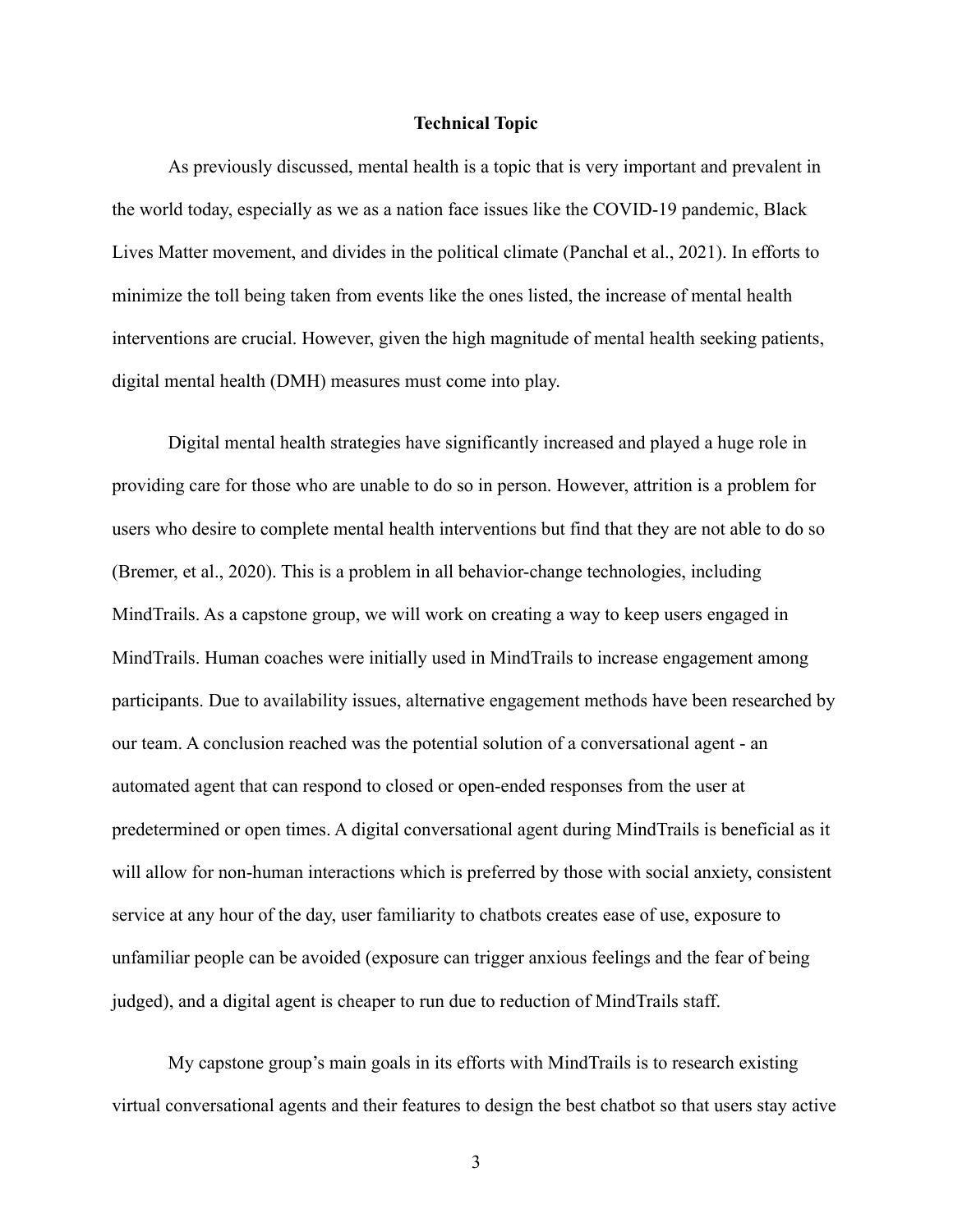## Technical Topic

As previously discussed, mental health is a topic that is very important and prevalent in the world today, especially as we as a nation face issues like the COVID-19 pandemic, Black Lives Matter movement, and divides in the political climate (Panchal et al., 2021). In efforts to minimize the toll being taken from events like the ones listed, the increase of mental health interventions are crucial. However, given the high magnitude of mental health seeking patients, digital mental health (DMH) measures must come into play.

Digital mental health strategies have significantly increased and played a huge role in providing care for those who are unable to do so in person. However, attrition is a problem for users who desire to complete mental health interventions but find that they are not able to do so (Bremer, et al., 2020). This is a problem in all behavior-change technologies, including MindTrails. As a capstone group, we will work on creating a way to keep users engaged in MindTrails. Human coaches were initially used in MindTrails to increase engagement among participants. Due to availability issues, alternative engagement methods have been researched by our team. A conclusion reached was the potential solution of a conversational agent - an automated agent that can respond to closed or open-ended responses from the user at predetermined or open times. A digital conversational agent during MindTrails is beneficial as it will allow for non-human interactions which is preferred by those with social anxiety, consistent service at any hour of the day, user familiarity to chatbots creates ease of use, exposure to unfamiliar people can be avoided (exposure can trigger anxious feelings and the fear of being judged), and a digital agent is cheaper to run due to reduction of MindTrails staff.

My capstone group's main goals in its efforts with MindTrails is to research existing virtual conversational agents and their features to design the best chatbot so that users stay active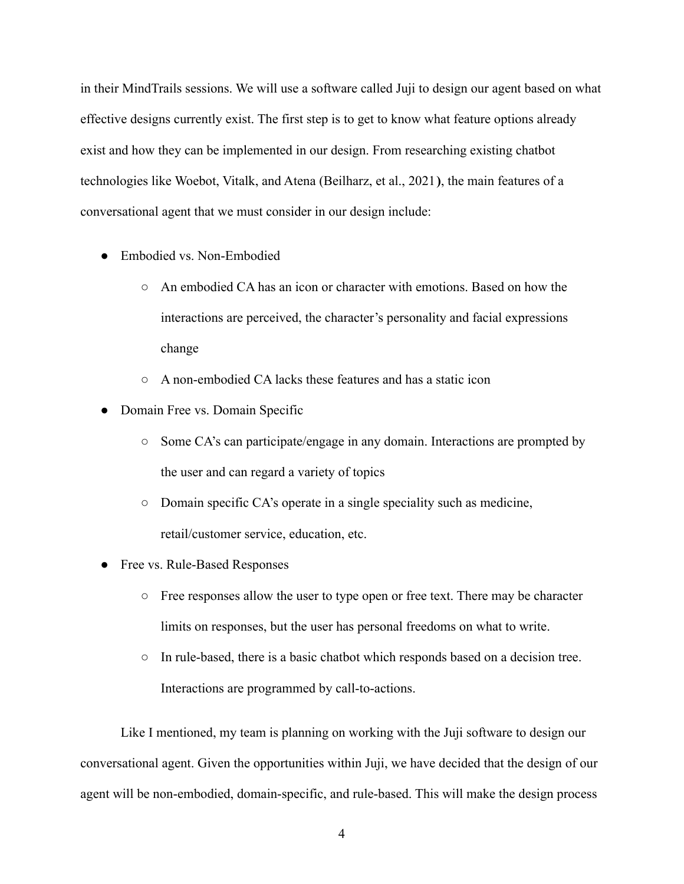in their MindTrails sessions. We will use a software called Juji to design our agent based on what effective designs currently exist. The first step is to get to know what feature options already exist and how they can be implemented in our design. From researching existing chatbot technologies like Woebot, Vitalk, and Atena (Beilharz, et al., 2021**)**, the main features of a conversational agent that we must consider in our design include:

- Embodied vs. Non-Embodied
  - An embodied CA has an icon or character with emotions. Based on how the interactions are perceived, the character's personality and facial expressions change
  - A non-embodied CA lacks these features and has a static icon
- Domain Free vs. Domain Specific
  - Some CA's can participate/engage in any domain. Interactions are prompted by the user and can regard a variety of topics
  - Domain specific CA's operate in a single speciality such as medicine, retail/customer service, education, etc.
- Free vs. Rule-Based Responses
  - Free responses allow the user to type open or free text. There may be character limits on responses, but the user has personal freedoms on what to write.
  - In rule-based, there is a basic chatbot which responds based on a decision tree. Interactions are programmed by call-to-actions.

Like I mentioned, my team is planning on working with the Juji software to design our conversational agent. Given the opportunities within Juji, we have decided that the design of our agent will be non-embodied, domain-specific, and rule-based. This will make the design process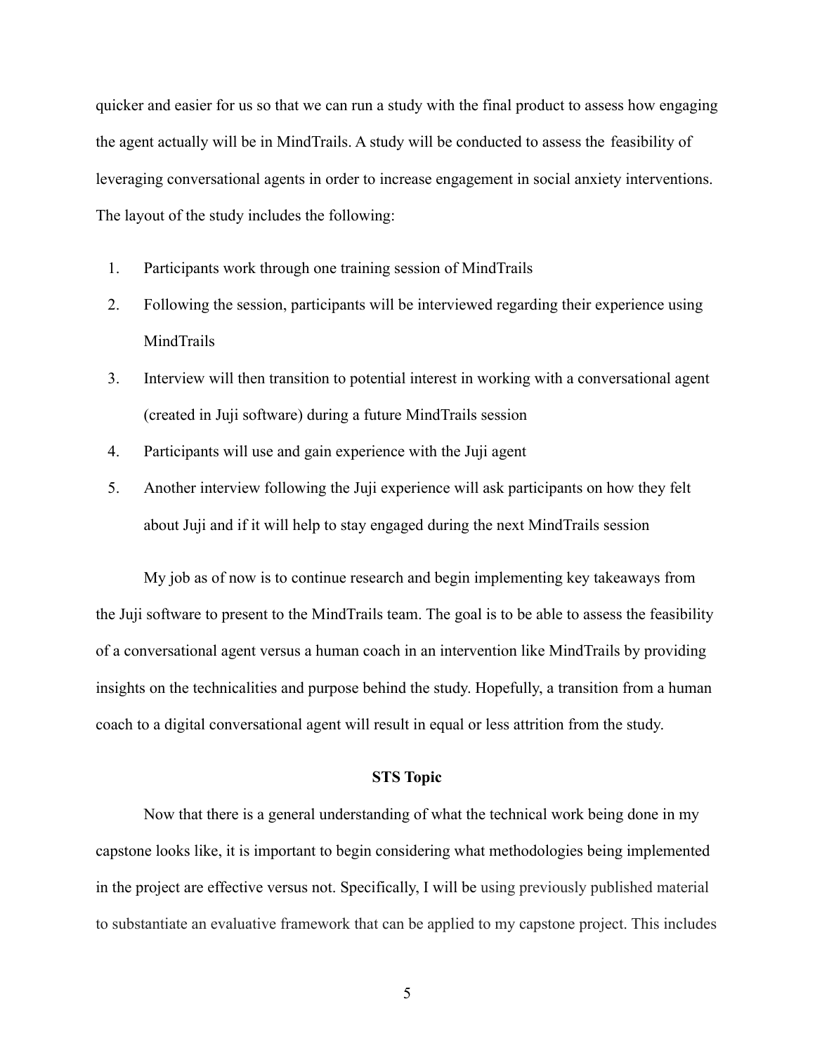quicker and easier for us so that we can run a study with the final product to assess how engaging the agent actually will be in MindTrails. A study will be conducted to assess the feasibility of leveraging conversational agents in order to increase engagement in social anxiety interventions. The layout of the study includes the following:

1. Participants work through one training session of MindTrails
2. Following the session, participants will be interviewed regarding their experience using MindTrails
3. Interview will then transition to potential interest in working with a conversational agent (created in Juji software) during a future MindTrails session
4. Participants will use and gain experience with the Juji agent
5. Another interview following the Juji experience will ask participants on how they felt about Juji and if it will help to stay engaged during the next MindTrails session

My job as of now is to continue research and begin implementing key takeaways from the Juji software to present to the MindTrails team. The goal is to be able to assess the feasibility of a conversational agent versus a human coach in an intervention like MindTrails by providing insights on the technicalities and purpose behind the study. Hopefully, a transition from a human coach to a digital conversational agent will result in equal or less attrition from the study.

## STS Topic

Now that there is a general understanding of what the technical work being done in my capstone looks like, it is important to begin considering what methodologies being implemented in the project are effective versus not. Specifically, I will be using previously published material to substantiate an evaluative framework that can be applied to my capstone project. This includes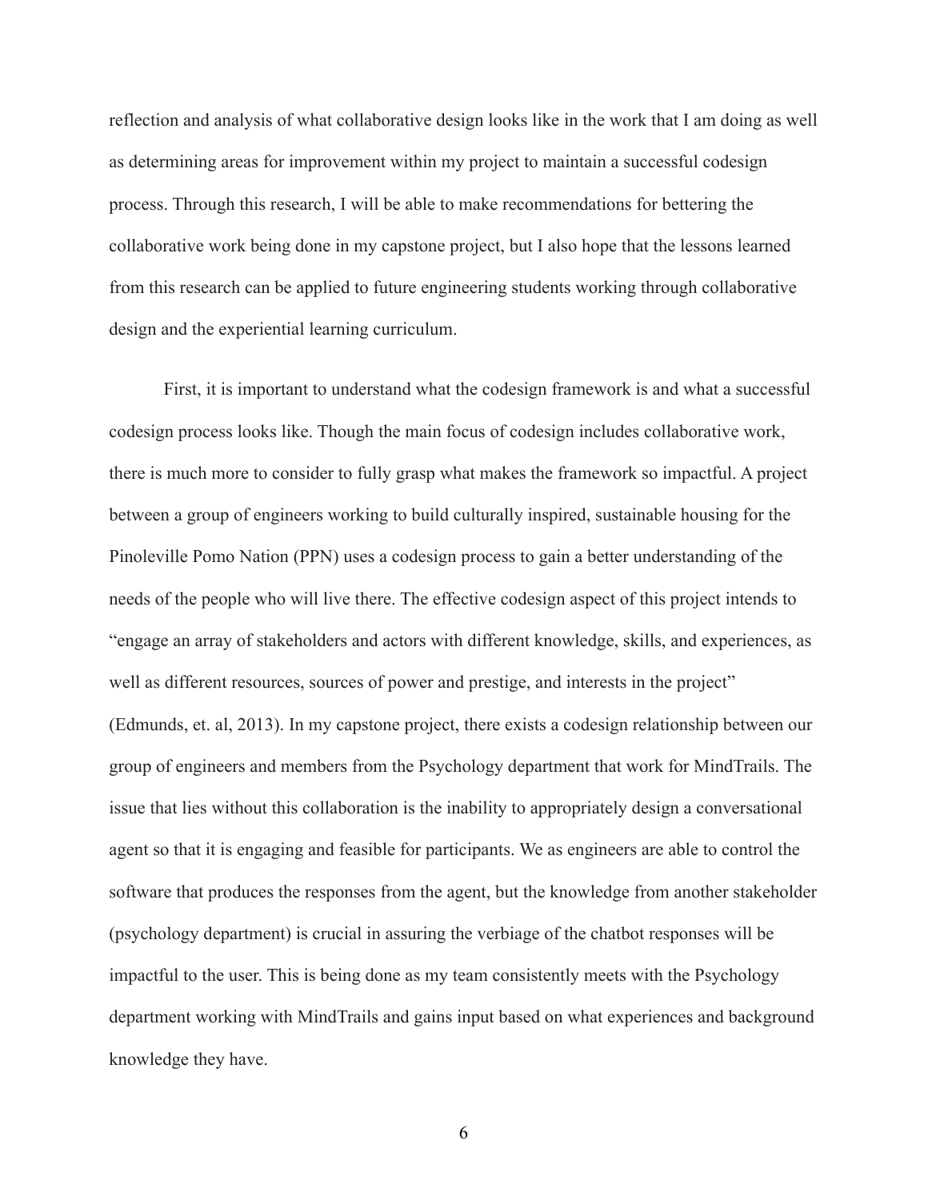reflection and analysis of what collaborative design looks like in the work that I am doing as well as determining areas for improvement within my project to maintain a successful codesign process. Through this research, I will be able to make recommendations for bettering the collaborative work being done in my capstone project, but I also hope that the lessons learned from this research can be applied to future engineering students working through collaborative design and the experiential learning curriculum.

First, it is important to understand what the codesign framework is and what a successful codesign process looks like. Though the main focus of codesign includes collaborative work, there is much more to consider to fully grasp what makes the framework so impactful. A project between a group of engineers working to build culturally inspired, sustainable housing for the Pinoleville Pomo Nation (PPN) uses a codesign process to gain a better understanding of the needs of the people who will live there. The effective codesign aspect of this project intends to "engage an array of stakeholders and actors with different knowledge, skills, and experiences, as well as different resources, sources of power and prestige, and interests in the project" (Edmunds, et. al, 2013). In my capstone project, there exists a codesign relationship between our group of engineers and members from the Psychology department that work for MindTrails. The issue that lies without this collaboration is the inability to appropriately design a conversational agent so that it is engaging and feasible for participants. We as engineers are able to control the software that produces the responses from the agent, but the knowledge from another stakeholder (psychology department) is crucial in assuring the verbiage of the chatbot responses will be impactful to the user. This is being done as my team consistently meets with the Psychology department working with MindTrails and gains input based on what experiences and background knowledge they have.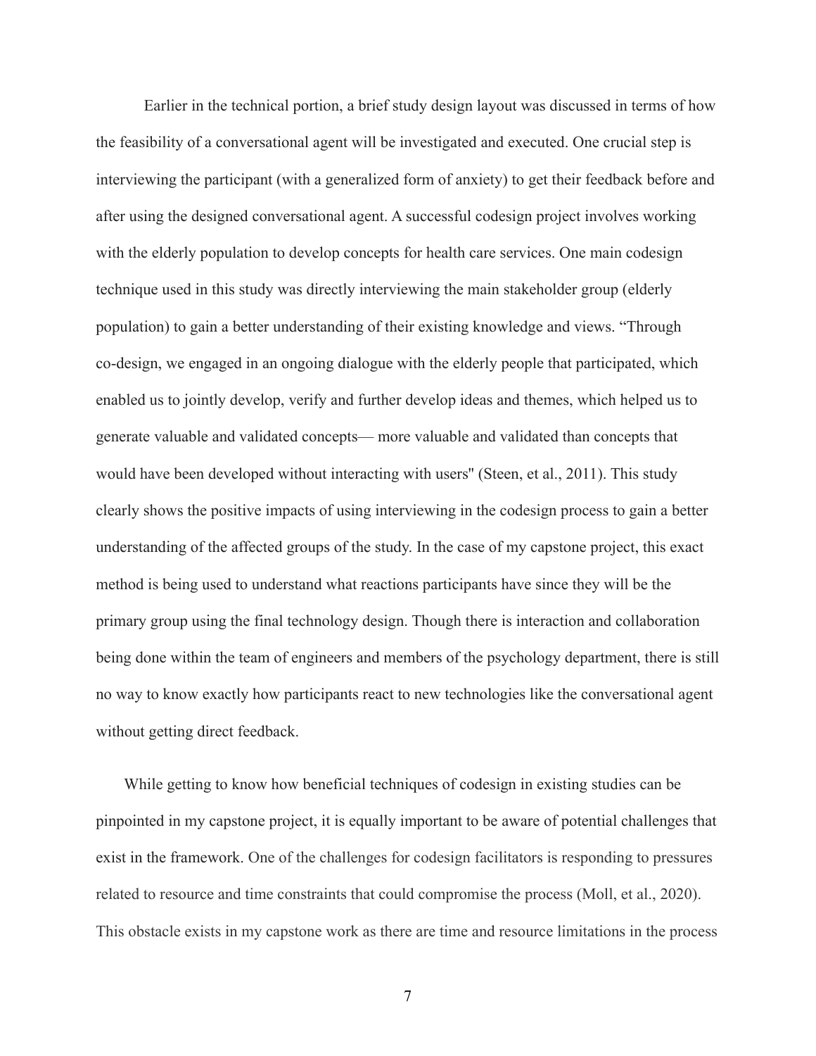Earlier in the technical portion, a brief study design layout was discussed in terms of how the feasibility of a conversational agent will be investigated and executed. One crucial step is interviewing the participant (with a generalized form of anxiety) to get their feedback before and after using the designed conversational agent. A successful codesign project involves working with the elderly population to develop concepts for health care services. One main codesign technique used in this study was directly interviewing the main stakeholder group (elderly population) to gain a better understanding of their existing knowledge and views. "Through co-design, we engaged in an ongoing dialogue with the elderly people that participated, which enabled us to jointly develop, verify and further develop ideas and themes, which helped us to generate valuable and validated concepts— more valuable and validated than concepts that would have been developed without interacting with users'' (Steen, et al., 2011). This study clearly shows the positive impacts of using interviewing in the codesign process to gain a better understanding of the affected groups of the study. In the case of my capstone project, this exact method is being used to understand what reactions participants have since they will be the primary group using the final technology design. Though there is interaction and collaboration being done within the team of engineers and members of the psychology department, there is still no way to know exactly how participants react to new technologies like the conversational agent without getting direct feedback.

While getting to know how beneficial techniques of codesign in existing studies can be pinpointed in my capstone project, it is equally important to be aware of potential challenges that exist in the framework. One of the challenges for codesign facilitators is responding to pressures related to resource and time constraints that could compromise the process (Moll, et al., 2020). This obstacle exists in my capstone work as there are time and resource limitations in the process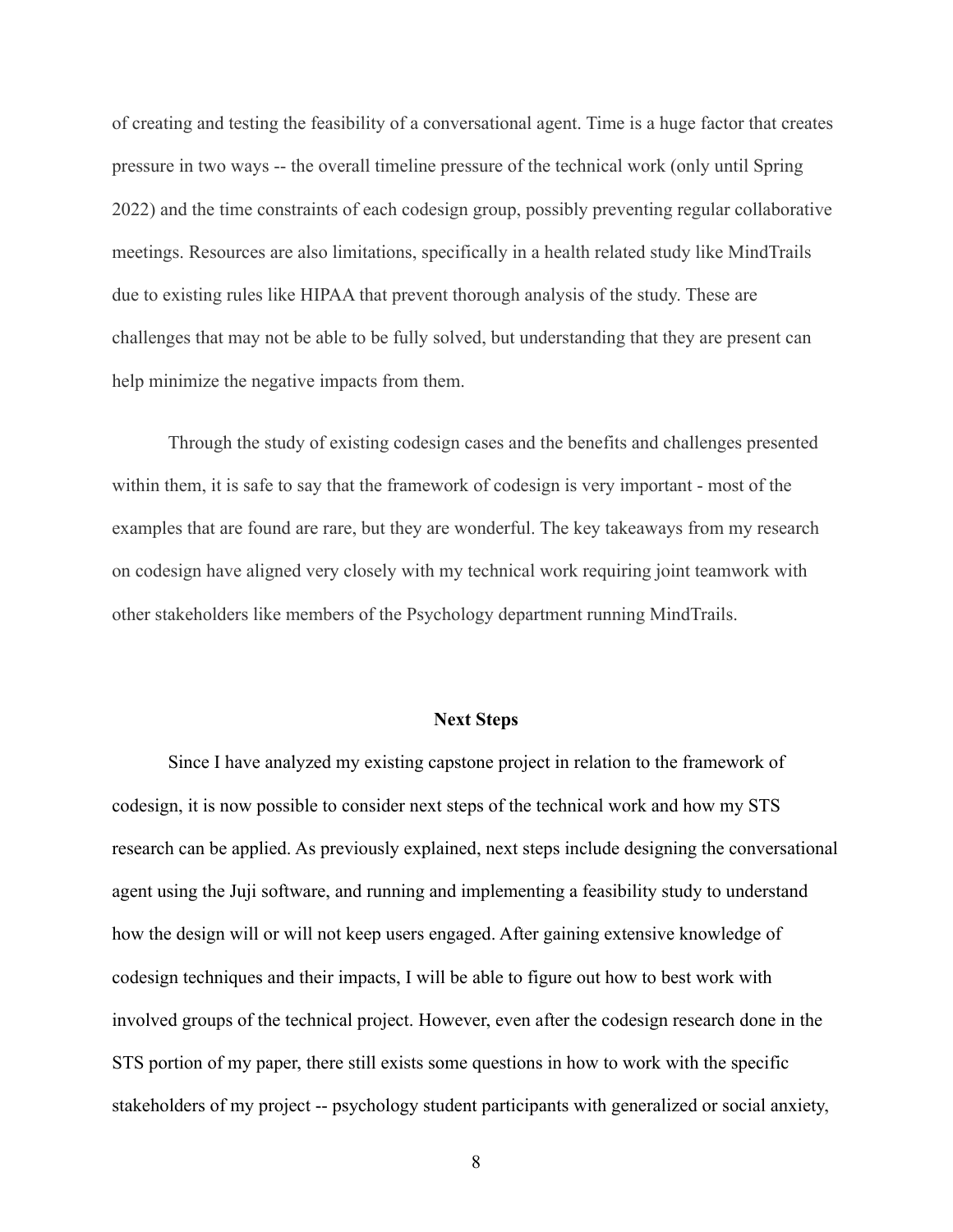of creating and testing the feasibility of a conversational agent. Time is a huge factor that creates pressure in two ways -- the overall timeline pressure of the technical work (only until Spring 2022) and the time constraints of each codesign group, possibly preventing regular collaborative meetings. Resources are also limitations, specifically in a health related study like MindTrails due to existing rules like HIPAA that prevent thorough analysis of the study. These are challenges that may not be able to be fully solved, but understanding that they are present can help minimize the negative impacts from them.

Through the study of existing codesign cases and the benefits and challenges presented within them, it is safe to say that the framework of codesign is very important - most of the examples that are found are rare, but they are wonderful. The key takeaways from my research on codesign have aligned very closely with my technical work requiring joint teamwork with other stakeholders like members of the Psychology department running MindTrails.

## Next Steps

Since I have analyzed my existing capstone project in relation to the framework of codesign, it is now possible to consider next steps of the technical work and how my STS research can be applied. As previously explained, next steps include designing the conversational agent using the Juji software, and running and implementing a feasibility study to understand how the design will or will not keep users engaged. After gaining extensive knowledge of codesign techniques and their impacts, I will be able to figure out how to best work with involved groups of the technical project. However, even after the codesign research done in the STS portion of my paper, there still exists some questions in how to work with the specific stakeholders of my project -- psychology student participants with generalized or social anxiety,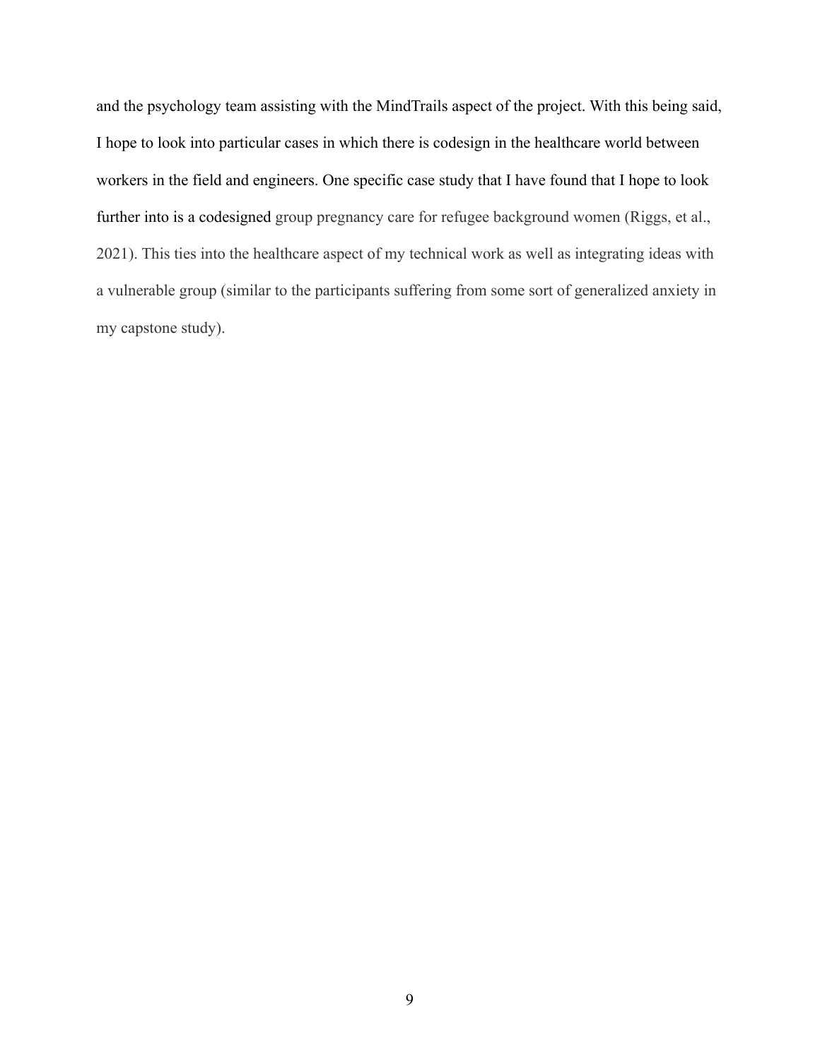and the psychology team assisting with the MindTrails aspect of the project. With this being said, I hope to look into particular cases in which there is codesign in the healthcare world between workers in the field and engineers. One specific case study that I have found that I hope to look further into is a codesigned group pregnancy care for refugee background women (Riggs, et al., 2021). This ties into the healthcare aspect of my technical work as well as integrating ideas with a vulnerable group (similar to the participants suffering from some sort of generalized anxiety in my capstone study).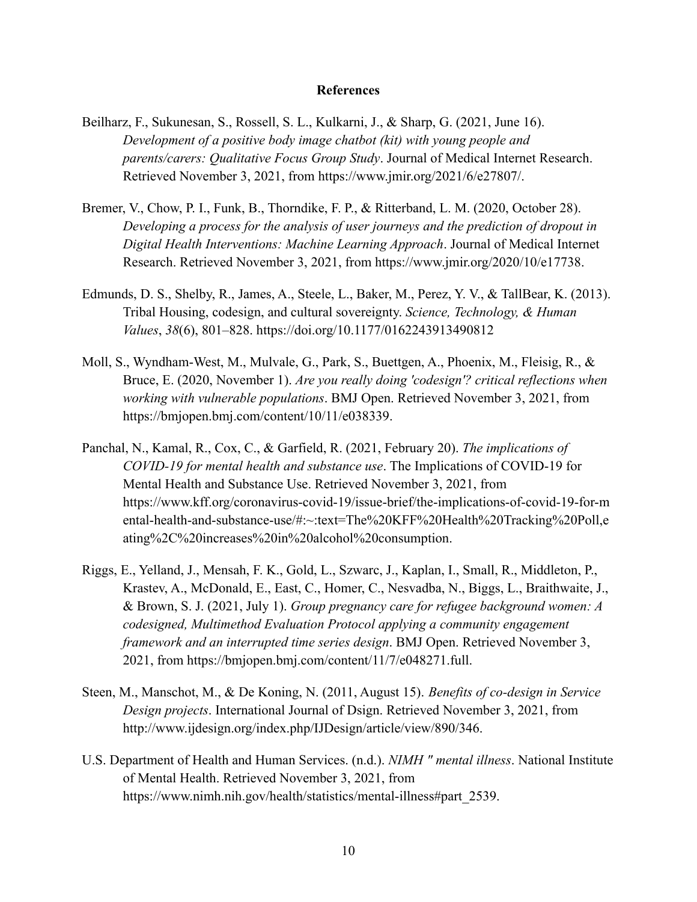## References

Beilharz, F., Sukunesan, S., Rossell, S. L., Kulkarni, J., & Sharp, G. (2021, June 16). *Development of a positive body image chatbot (kit) with young people and parents/carers: Qualitative Focus Group Study*. Journal of Medical Internet Research. Retrieved November 3, 2021, from https://www.jmir.org/2021/6/e27807/.

Bremer, V., Chow, P. I., Funk, B., Thorndike, F. P., & Ritterband, L. M. (2020, October 28). *Developing a process for the analysis of user journeys and the prediction of dropout in Digital Health Interventions: Machine Learning Approach*. Journal of Medical Internet Research. Retrieved November 3, 2021, from https://www.jmir.org/2020/10/e17738.

Edmunds, D. S., Shelby, R., James, A., Steele, L., Baker, M., Perez, Y. V., & TallBear, K. (2013). Tribal Housing, codesign, and cultural sovereignty. *Science, Technology, & Human Values*, *38*(6), 801–828. https://doi.org/10.1177/0162243913490812

Moll, S., Wyndham-West, M., Mulvale, G., Park, S., Buettgen, A., Phoenix, M., Fleisig, R., & Bruce, E. (2020, November 1). *Are you really doing 'codesign'? critical reflections when working with vulnerable populations*. BMJ Open. Retrieved November 3, 2021, from https://bmjopen.bmj.com/content/10/11/e038339.

Panchal, N., Kamal, R., Cox, C., & Garfield, R. (2021, February 20). *The implications of COVID-19 for mental health and substance use*. The Implications of COVID-19 for Mental Health and Substance Use. Retrieved November 3, 2021, from https://www.kff.org/coronavirus-covid-19/issue-brief/the-implications-of-covid-19-for-mental-health-and-substance-use/#:~:text=The%20KFF%20Health%20Tracking%20Poll,eating%2C%20increases%20in%20alcohol%20consumption.

Riggs, E., Yelland, J., Mensah, F. K., Gold, L., Szwarc, J., Kaplan, I., Small, R., Middleton, P., Krastev, A., McDonald, E., East, C., Homer, C., Nesvadba, N., Biggs, L., Braithwaite, J., & Brown, S. J. (2021, July 1). *Group pregnancy care for refugee background women: A codesigned, Multimethod Evaluation Protocol applying a community engagement framework and an interrupted time series design*. BMJ Open. Retrieved November 3, 2021, from https://bmjopen.bmj.com/content/11/7/e048271.full.

Steen, M., Manschot, M., & De Koning, N. (2011, August 15). *Benefits of co-design in Service Design projects*. International Journal of Dsign. Retrieved November 3, 2021, from http://www.ijdesign.org/index.php/IJDesign/article/view/890/346.

U.S. Department of Health and Human Services. (n.d.). *NIMH " mental illness*. National Institute of Mental Health. Retrieved November 3, 2021, from https://www.nimh.nih.gov/health/statistics/mental-illness#part_2539.